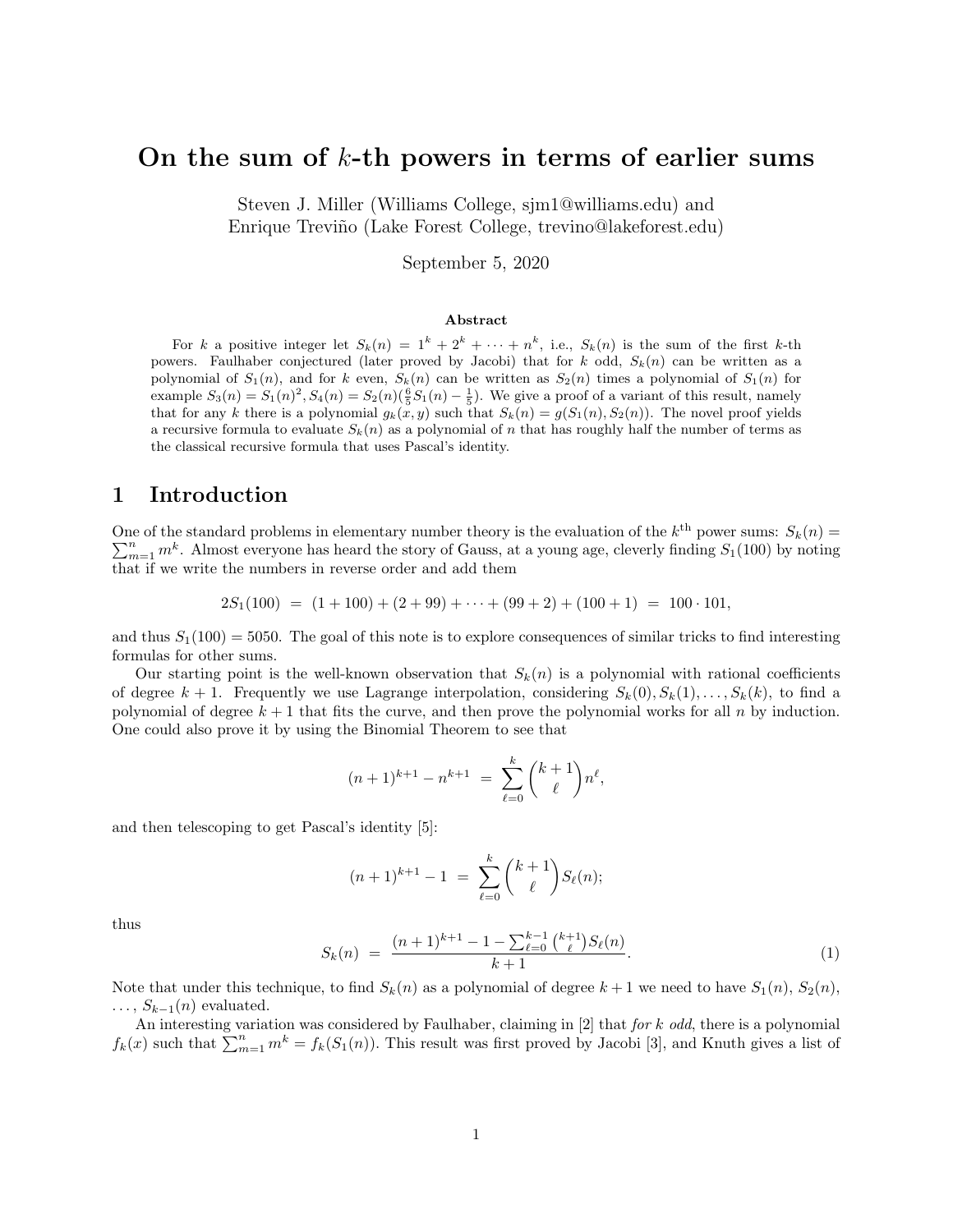# On the sum of $k$-th powers in terms of earlier sums

Steven J. Miller (Williams College, sjm1@williams.edu) and
Enrique Treviño (Lake Forest College, trevino@lakeforest.edu)

September 5, 2020

### Abstract

For $k$ a positive integer let $S_k(n) = 1^k + 2^k + \cdots + n^k$, i.e., $S_k(n)$ is the sum of the first $k$-th powers. Faulhaber conjectured (later proved by Jacobi) that for $k$ odd, $S_k(n)$ can be written as a polynomial of $S_1(n)$, and for $k$ even, $S_k(n)$ can be written as $S_2(n)$ times a polynomial of $S_1(n)$ for example $S_3(n) = S_1(n)^2, S_4(n) = S_2(n)(\frac{6}{5}S_1(n) - \frac{1}{5})$. We give a proof of a variant of this result, namely that for any $k$ there is a polynomial $g_k(x, y)$ such that $S_k(n) = g(S_1(n), S_2(n))$. The novel proof yields a recursive formula to evaluate $S_k(n)$ as a polynomial of $n$ that has roughly half the number of terms as the classical recursive formula that uses Pascal's identity.

## 1 Introduction

One of the standard problems in elementary number theory is the evaluation of the $k^{\text{th}}$ power sums: $S_k(n) = \sum_{m=1}^n m^k$. Almost everyone has heard the story of Gauss, at a young age, cleverly finding $S_1(100)$ by noting that if we write the numbers in reverse order and add them

$$2S_1(100) \;=\; (1 + 100) + (2 + 99) + \cdots + (99 + 2) + (100 + 1) \;=\; 100 \cdot 101,$$

and thus $S_1(100) = 5050$. The goal of this note is to explore consequences of similar tricks to find interesting formulas for other sums.

Our starting point is the well-known observation that $S_k(n)$ is a polynomial with rational coefficients of degree $k + 1$. Frequently we use Lagrange interpolation, considering $S_k(0), S_k(1), \ldots, S_k(k)$, to find a polynomial of degree $k + 1$ that fits the curve, and then prove the polynomial works for all $n$ by induction. One could also prove it by using the Binomial Theorem to see that

$$(n + 1)^{k+1} - n^{k+1} \;=\; \sum_{\ell=0}^{k} \binom{k+1}{\ell} n^\ell,$$

and then telescoping to get Pascal's identity [5]:

$$(n + 1)^{k+1} - 1 \;=\; \sum_{\ell=0}^{k} \binom{k+1}{\ell} S_\ell(n);$$

thus

$$S_k(n) \;=\; \frac{(n + 1)^{k+1} - 1 - \sum_{\ell=0}^{k-1} \binom{k+1}{\ell} S_\ell(n)}{k + 1}. \tag{1}$$

Note that under this technique, to find $S_k(n)$ as a polynomial of degree $k + 1$ we need to have $S_1(n)$, $S_2(n)$, $\ldots$, $S_{k-1}(n)$ evaluated.

An interesting variation was considered by Faulhaber, claiming in [2] that *for $k$ odd*, there is a polynomial $f_k(x)$ such that $\sum_{m=1}^n m^k = f_k(S_1(n))$. This result was first proved by Jacobi [3], and Knuth gives a list of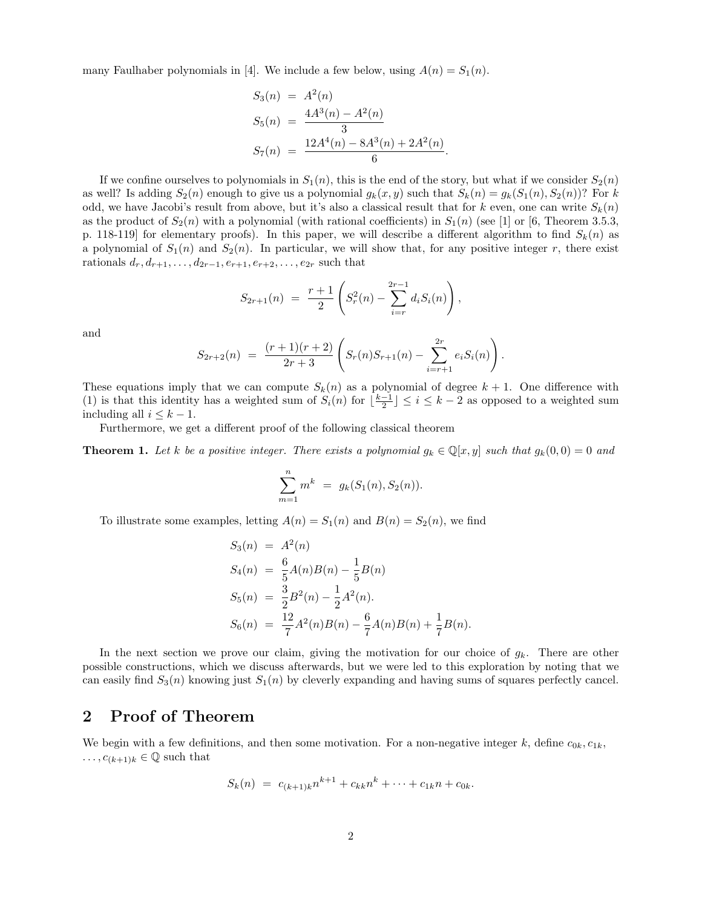many Faulhaber polynomials in [4]. We include a few below, using $A(n) = S_1(n)$.

$$
\begin{aligned}
S_3(n) &= A^2(n) \\
S_5(n) &= \frac{4A^3(n) - A^2(n)}{3} \\
S_7(n) &= \frac{12A^4(n) - 8A^3(n) + 2A^2(n)}{6}.
\end{aligned}
$$

If we confine ourselves to polynomials in $S_1(n)$, this is the end of the story, but what if we consider $S_2(n)$ as well? Is adding $S_2(n)$ enough to give us a polynomial $g_k(x, y)$ such that $S_k(n) = g_k(S_1(n), S_2(n))$? For $k$ odd, we have Jacobi's result from above, but it's also a classical result that for $k$ even, one can write $S_k(n)$ as the product of $S_2(n)$ with a polynomial (with rational coefficients) in $S_1(n)$ (see [1] or [6, Theorem 3.5.3, p. 118-119] for elementary proofs). In this paper, we will describe a different algorithm to find $S_k(n)$ as a polynomial of $S_1(n)$ and $S_2(n)$. In particular, we will show that, for any positive integer $r$, there exist rationals $d_r, d_{r+1}, \ldots, d_{2r-1}, e_{r+1}, e_{r+2}, \ldots, e_{2r}$ such that

$$
S_{2r+1}(n) = \frac{r+1}{2}\left(S_r^2(n) - \sum_{i=r}^{2r-1} d_i S_i(n)\right),
$$

and

$$
S_{2r+2}(n) = \frac{(r+1)(r+2)}{2r+3}\left(S_r(n)S_{r+1}(n) - \sum_{i=r+1}^{2r} e_i S_i(n)\right).
$$

These equations imply that we can compute $S_k(n)$ as a polynomial of degree $k+1$. One difference with (1) is that this identity has a weighted sum of $S_i(n)$ for $\lfloor \frac{k-1}{2} \rfloor \le i \le k-2$ as opposed to a weighted sum including all $i \le k-1$.

Furthermore, we get a different proof of the following classical theorem

**Theorem 1.** *Let $k$ be a positive integer. There exists a polynomial $g_k \in \mathbb{Q}[x, y]$ such that $g_k(0, 0) = 0$ and*

$$
\sum_{m=1}^{n} m^k = g_k(S_1(n), S_2(n)).
$$

To illustrate some examples, letting $A(n) = S_1(n)$ and $B(n) = S_2(n)$, we find

$$
\begin{aligned}
S_3(n) &= A^2(n) \\
S_4(n) &= \frac{6}{5}A(n)B(n) - \frac{1}{5}B(n) \\
S_5(n) &= \frac{3}{2}B^2(n) - \frac{1}{2}A^2(n). \\
S_6(n) &= \frac{12}{7}A^2(n)B(n) - \frac{6}{7}A(n)B(n) + \frac{1}{7}B(n).
\end{aligned}
$$

In the next section we prove our claim, giving the motivation for our choice of $g_k$. There are other possible constructions, which we discuss afterwards, but we were led to this exploration by noting that we can easily find $S_3(n)$ knowing just $S_1(n)$ by cleverly expanding and having sums of squares perfectly cancel.

## 2 Proof of Theorem

We begin with a few definitions, and then some motivation. For a non-negative integer $k$, define $c_{0k}, c_{1k}, \ldots, c_{(k+1)k} \in \mathbb{Q}$ such that

$$
S_k(n) = c_{(k+1)k}n^{k+1} + c_{kk}n^k + \cdots + c_{1k}n + c_{0k}.
$$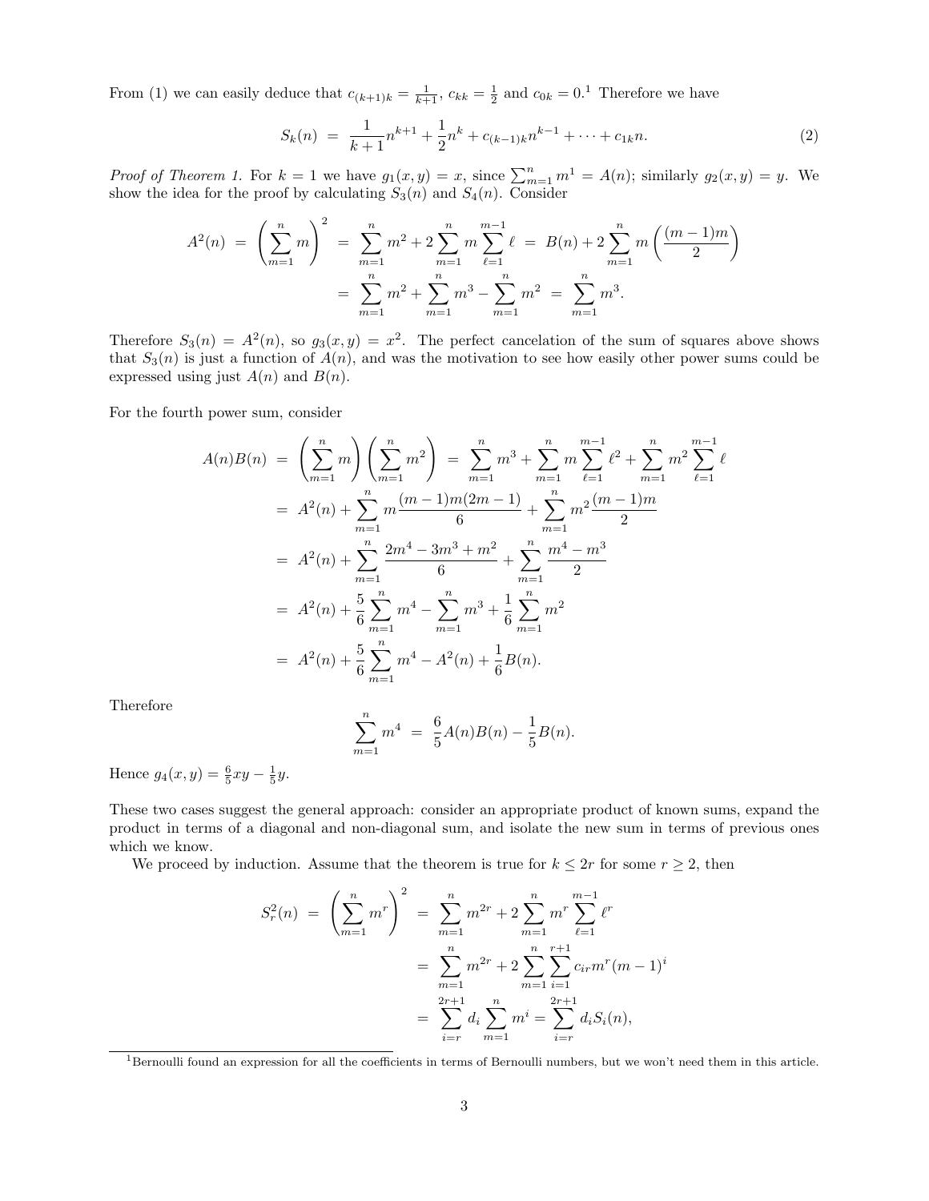From (1) we can easily deduce that $c_{(k+1)k} = \frac{1}{k+1}$, $c_{kk} = \frac{1}{2}$ and $c_{0k} = 0$.[1] Therefore we have

$$S_k(n) \;=\; \frac{1}{k+1}n^{k+1} + \frac{1}{2}n^k + c_{(k-1)k}n^{k-1} + \cdots + c_{1k}n. \tag{2}$$

*Proof of Theorem 1.* For $k = 1$ we have $g_1(x, y) = x$, since $\sum_{m=1}^{n} m^1 = A(n)$; similarly $g_2(x, y) = y$. We show the idea for the proof by calculating $S_3(n)$ and $S_4(n)$. Consider

$$\begin{aligned}
A^2(n) \;=\; \left(\sum_{m=1}^{n} m\right)^2 \;&=\; \sum_{m=1}^{n} m^2 + 2\sum_{m=1}^{n} m \sum_{\ell=1}^{m-1} \ell \;=\; B(n) + 2\sum_{m=1}^{n} m\left(\frac{(m-1)m}{2}\right) \\
&=\; \sum_{m=1}^{n} m^2 + \sum_{m=1}^{n} m^3 - \sum_{m=1}^{n} m^2 \;=\; \sum_{m=1}^{n} m^3.
\end{aligned}$$

Therefore $S_3(n) = A^2(n)$, so $g_3(x, y) = x^2$. The perfect cancelation of the sum of squares above shows that $S_3(n)$ is just a function of $A(n)$, and was the motivation to see how easily other power sums could be expressed using just $A(n)$ and $B(n)$.

For the fourth power sum, consider

$$\begin{aligned}
A(n)B(n) \;&=\; \left(\sum_{m=1}^{n} m\right)\left(\sum_{m=1}^{n} m^2\right) \;=\; \sum_{m=1}^{n} m^3 + \sum_{m=1}^{n} m \sum_{\ell=1}^{m-1} \ell^2 + \sum_{m=1}^{n} m^2 \sum_{\ell=1}^{m-1} \ell \\
&=\; A^2(n) + \sum_{m=1}^{n} m\frac{(m-1)m(2m-1)}{6} + \sum_{m=1}^{n} m^2\frac{(m-1)m}{2} \\
&=\; A^2(n) + \sum_{m=1}^{n} \frac{2m^4 - 3m^3 + m^2}{6} + \sum_{m=1}^{n} \frac{m^4 - m^3}{2} \\
&=\; A^2(n) + \frac{5}{6}\sum_{m=1}^{n} m^4 - \sum_{m=1}^{n} m^3 + \frac{1}{6}\sum_{m=1}^{n} m^2 \\
&=\; A^2(n) + \frac{5}{6}\sum_{m=1}^{n} m^4 - A^2(n) + \frac{1}{6}B(n).
\end{aligned}$$

Therefore

$$\sum_{m=1}^{n} m^4 \;=\; \frac{6}{5}A(n)B(n) - \frac{1}{5}B(n).$$

Hence $g_4(x, y) = \frac{6}{5}xy - \frac{1}{5}y$.

These two cases suggest the general approach: consider an appropriate product of known sums, expand the product in terms of a diagonal and non-diagonal sum, and isolate the new sum in terms of previous ones which we know.

We proceed by induction. Assume that the theorem is true for $k \leq 2r$ for some $r \geq 2$, then

$$\begin{aligned}
S_r^2(n) \;=\; \left(\sum_{m=1}^{n} m^r\right)^2 \;&=\; \sum_{m=1}^{n} m^{2r} + 2\sum_{m=1}^{n} m^r \sum_{\ell=1}^{m-1} \ell^r \\
&=\; \sum_{m=1}^{n} m^{2r} + 2\sum_{m=1}^{n}\sum_{i=1}^{r+1} c_{ir} m^r (m-1)^i \\
&=\; \sum_{i=r}^{2r+1} d_i \sum_{m=1}^{n} m^i = \sum_{i=r}^{2r+1} d_i S_i(n),
\end{aligned}$$

[1] Bernoulli found an expression for all the coefficients in terms of Bernoulli numbers, but we won't need them in this article.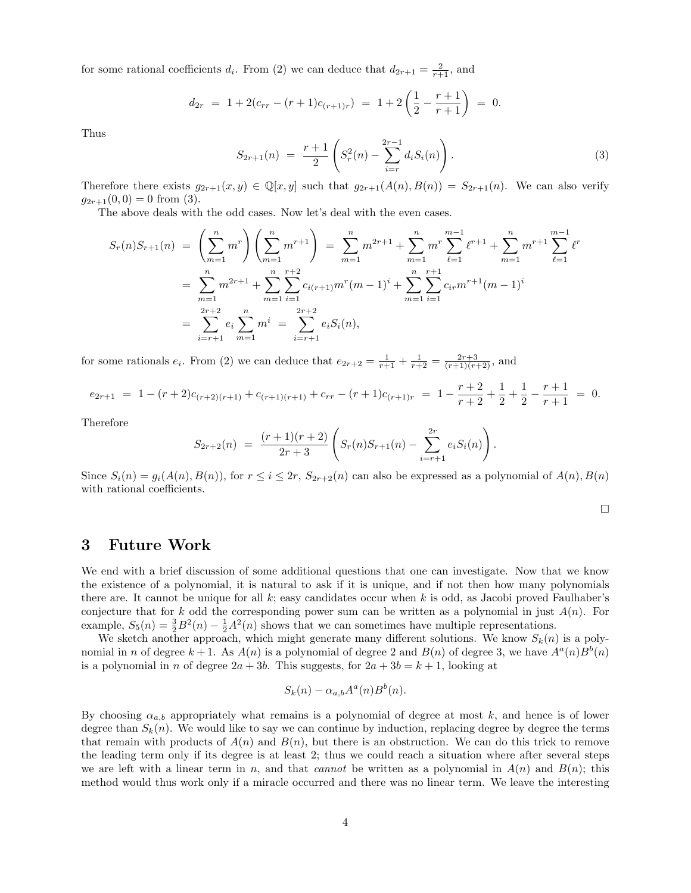for some rational coefficients $d_i$. From (2) we can deduce that $d_{2r+1} = \frac{2}{r+1}$, and

$$d_{2r} \;=\; 1 + 2(c_{rr} - (r+1)c_{(r+1)r}) \;=\; 1 + 2\left(\frac{1}{2} - \frac{r+1}{r+1}\right) \;=\; 0.$$

Thus

$$S_{2r+1}(n) \;=\; \frac{r+1}{2}\left(S_r^2(n) - \sum_{i=r}^{2r-1} d_i S_i(n)\right). \tag{3}$$

Therefore there exists $g_{2r+1}(x,y) \in \mathbb{Q}[x,y]$ such that $g_{2r+1}(A(n), B(n)) = S_{2r+1}(n)$. We can also verify $g_{2r+1}(0,0) = 0$ from (3).

The above deals with the odd cases. Now let's deal with the even cases.

$$\begin{aligned}
S_r(n)S_{r+1}(n) \;&=\; \left(\sum_{m=1}^{n} m^r\right)\left(\sum_{m=1}^{n} m^{r+1}\right) \;=\; \sum_{m=1}^{n} m^{2r+1} + \sum_{m=1}^{n} m^r \sum_{\ell=1}^{m-1} \ell^{r+1} + \sum_{m=1}^{n} m^{r+1} \sum_{\ell=1}^{m-1} \ell^r \\
&=\; \sum_{m=1}^{n} m^{2r+1} + \sum_{m=1}^{n}\sum_{i=1}^{r+2} c_{i(r+1)} m^r (m-1)^i + \sum_{m=1}^{n}\sum_{i=1}^{r+1} c_{ir} m^{r+1}(m-1)^i \\
&=\; \sum_{i=r+1}^{2r+2} e_i \sum_{m=1}^{n} m^i \;=\; \sum_{i=r+1}^{2r+2} e_i S_i(n),
\end{aligned}$$

for some rationals $e_i$. From (2) we can deduce that $e_{2r+2} = \frac{1}{r+1} + \frac{1}{r+2} = \frac{2r+3}{(r+1)(r+2)}$, and

$$e_{2r+1} \;=\; 1 - (r+2)c_{(r+2)(r+1)} + c_{(r+1)(r+1)} + c_{rr} - (r+1)c_{(r+1)r} \;=\; 1 - \frac{r+2}{r+2} + \frac{1}{2} + \frac{1}{2} - \frac{r+1}{r+1} \;=\; 0.$$

Therefore

$$S_{2r+2}(n) \;=\; \frac{(r+1)(r+2)}{2r+3}\left(S_r(n)S_{r+1}(n) - \sum_{i=r+1}^{2r} e_i S_i(n)\right).$$

Since $S_i(n) = g_i(A(n), B(n))$, for $r \le i \le 2r$, $S_{2r+2}(n)$ can also be expressed as a polynomial of $A(n), B(n)$ with rational coefficients.

□

## 3 Future Work

We end with a brief discussion of some additional questions that one can investigate. Now that we know the existence of a polynomial, it is natural to ask if it is unique, and if not then how many polynomials there are. It cannot be unique for all $k$; easy candidates occur when $k$ is odd, as Jacobi proved Faulhaber's conjecture that for $k$ odd the corresponding power sum can be written as a polynomial in just $A(n)$. For example, $S_5(n) = \frac{3}{2}B^2(n) - \frac{1}{2}A^2(n)$ shows that we can sometimes have multiple representations.

We sketch another approach, which might generate many different solutions. We know $S_k(n)$ is a polynomial in $n$ of degree $k+1$. As $A(n)$ is a polynomial of degree 2 and $B(n)$ of degree 3, we have $A^a(n)B^b(n)$ is a polynomial in $n$ of degree $2a+3b$. This suggests, for $2a+3b = k+1$, looking at

$$S_k(n) - \alpha_{a,b} A^a(n) B^b(n).$$

By choosing $\alpha_{a,b}$ appropriately what remains is a polynomial of degree at most $k$, and hence is of lower degree than $S_k(n)$. We would like to say we can continue by induction, replacing degree by degree the terms that remain with products of $A(n)$ and $B(n)$, but there is an obstruction. We can do this trick to remove the leading term only if its degree is at least 2; thus we could reach a situation where after several steps we are left with a linear term in $n$, and that *cannot* be written as a polynomial in $A(n)$ and $B(n)$; this method would thus work only if a miracle occurred and there was no linear term. We leave the interesting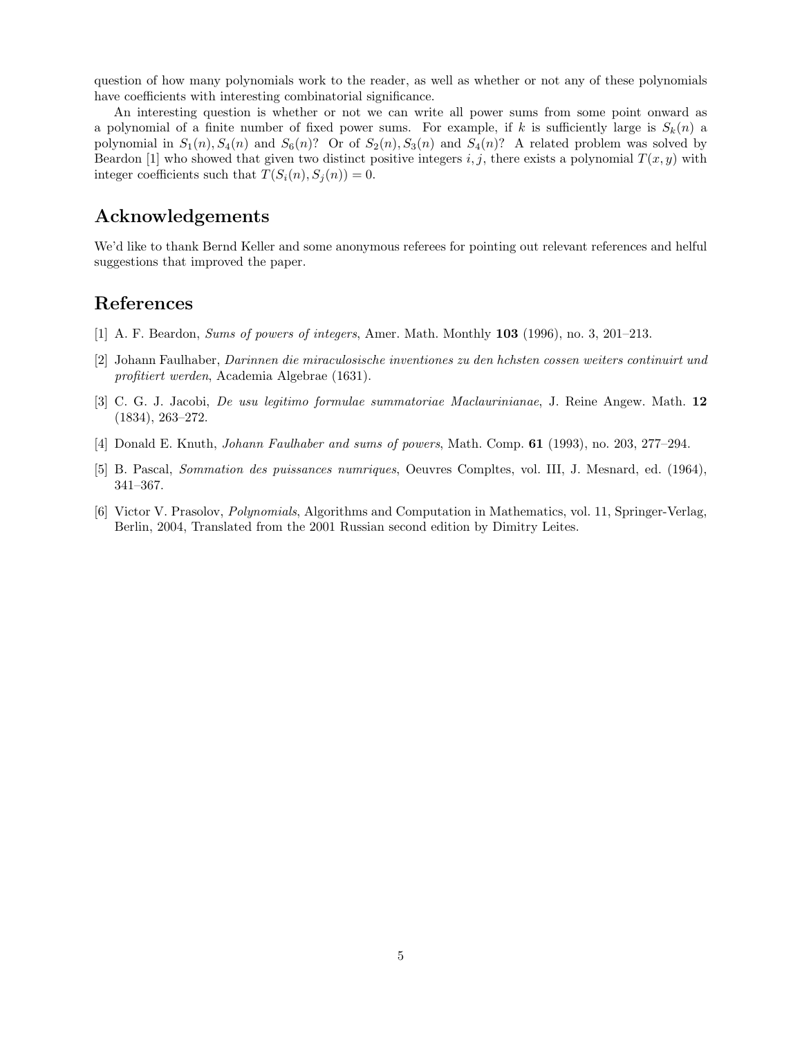question of how many polynomials work to the reader, as well as whether or not any of these polynomials have coefficients with interesting combinatorial significance.

An interesting question is whether or not we can write all power sums from some point onward as a polynomial of a finite number of fixed power sums. For example, if $k$ is sufficiently large is $S_k(n)$ a polynomial in $S_1(n), S_4(n)$ and $S_6(n)$? Or of $S_2(n), S_3(n)$ and $S_4(n)$? A related problem was solved by Beardon [1] who showed that given two distinct positive integers $i, j$, there exists a polynomial $T(x, y)$ with integer coefficients such that $T(S_i(n), S_j(n)) = 0$.

## Acknowledgements

We'd like to thank Bernd Keller and some anonymous referees for pointing out relevant references and helful suggestions that improved the paper.

## References

[1] A. F. Beardon, *Sums of powers of integers*, Amer. Math. Monthly **103** (1996), no. 3, 201–213.

[2] Johann Faulhaber, *Darinnen die miraculosische inventiones zu den hchsten cossen weiters continuirt und profitiert werden*, Academia Algebrae (1631).

[3] C. G. J. Jacobi, *De usu legitimo formulae summatoriae Maclaurinianae*, J. Reine Angew. Math. **12** (1834), 263–272.

[4] Donald E. Knuth, *Johann Faulhaber and sums of powers*, Math. Comp. **61** (1993), no. 203, 277–294.

[5] B. Pascal, *Sommation des puissances numriques*, Oeuvres Compltes, vol. III, J. Mesnard, ed. (1964), 341–367.

[6] Victor V. Prasolov, *Polynomials*, Algorithms and Computation in Mathematics, vol. 11, Springer-Verlag, Berlin, 2004, Translated from the 2001 Russian second edition by Dimitry Leites.